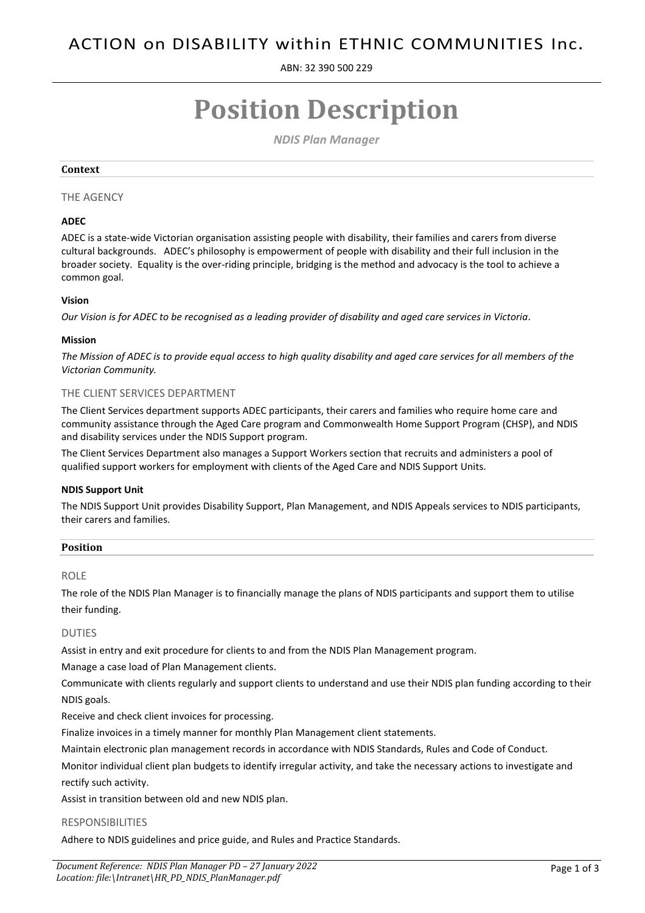ACTION on DISABILITY within ETHNIC COMMUNITIES Inc.

ABN: 32 390 500 229

# Position Description

*NDIS Plan Manager*

## Context

### THE AGENCY

**ADEC**

ADEC is a state-wide Victorian organisation assisting people with disability, their families and carers from diverse cultural backgrounds. ADEC's philosophy is empowerment of people with disability and their full inclusion in the broader society. Equality is the over-riding principle, bridging is the method and advocacy is the tool to achieve a common goal.

**Vision**

*Our Vision is for ADEC to be recognised as a leading provider of disability and aged care services in Victoria.*

**Mission**

*The Mission of ADEC is to provide equal access to high quality disability and aged care services for all members of the Victorian Community.*

### THE CLIENT SERVICES DEPARTMENT

The Client Services department supports ADEC participants, their carers and families who require home care and community assistance through the Aged Care program and Commonwealth Home Support Program (CHSP), and NDIS and disability services under the NDIS Support program.

The Client Services Department also manages a Support Workers section that recruits and administers a pool of qualified support workers for employment with clients of the Aged Care and NDIS Support Units.

**NDIS Support Unit**

The NDIS Support Unit provides Disability Support, Plan Management, and NDIS Appeals services to NDIS participants, their carers and families.

## Position

### ROLE

The role of the NDIS Plan Manager is to financially manage the plans of NDIS participants and support them to utilise their funding.

### DUTIES

Assist in entry and exit procedure for clients to and from the NDIS Plan Management program.

Manage a case load of Plan Management clients.

Communicate with clients regularly and support clients to understand and use their NDIS plan funding according to their NDIS goals.

Receive and check client invoices for processing.

Finalize invoices in a timely manner for monthly Plan Management client statements.

Maintain electronic plan management records in accordance with NDIS Standards, Rules and Code of Conduct.

Monitor individual client plan budgets to identify irregular activity, and take the necessary actions to investigate and rectify such activity.

Assist in transition between old and new NDIS plan.

### RESPONSIBILITIES

Adhere to NDIS guidelines and price guide, and Rules and Practice Standards.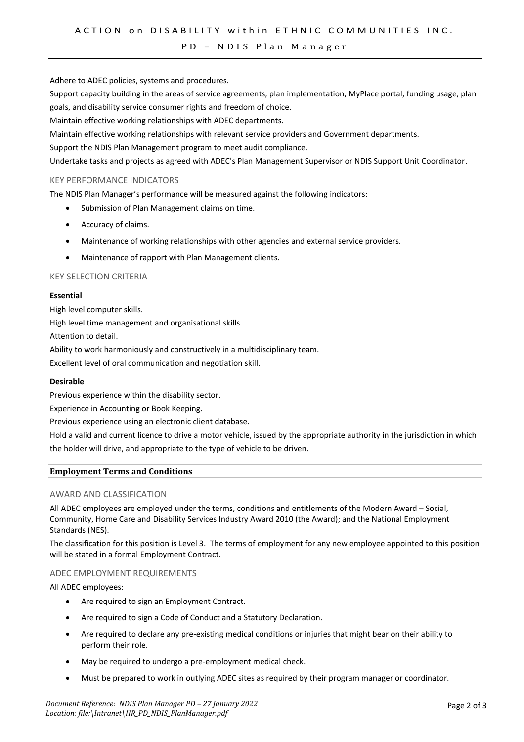Adhere to ADEC policies, systems and procedures.

Support capacity building in the areas of service agreements, plan implementation, MyPlace portal, funding usage, plan goals, and disability service consumer rights and freedom of choice.

Maintain effective working relationships with ADEC departments.

Maintain effective working relationships with relevant service providers and Government departments.

Support the NDIS Plan Management program to meet audit compliance.

Undertake tasks and projects as agreed with ADEC's Plan Management Supervisor or NDIS Support Unit Coordinator.

### KEY PERFORMANCE INDICATORS

The NDIS Plan Manager's performance will be measured against the following indicators:

- Submission of Plan Management claims on time.
- Accuracy of claims.
- Maintenance of working relationships with other agencies and external service providers.
- Maintenance of rapport with Plan Management clients.

### KEY SELECTION CRITERIA

**Essential**

High level computer skills.

High level time management and organisational skills.

Attention to detail.

Ability to work harmoniously and constructively in a multidisciplinary team.

Excellent level of oral communication and negotiation skill.

**Desirable**

Previous experience within the disability sector.

Experience in Accounting or Book Keeping.

Previous experience using an electronic client database.

Hold a valid and current licence to drive a motor vehicle, issued by the appropriate authority in the jurisdiction in which the holder will drive, and appropriate to the type of vehicle to be driven.

## Employment Terms and Conditions

### AWARD AND CLASSIFICATION

All ADEC employees are employed under the terms, conditions and entitlements of the Modern Award – Social, Community, Home Care and Disability Services Industry Award 2010 (the Award); and the National Employment Standards (NES).

The classification for this position is Level 3. The terms of employment for any new employee appointed to this position will be stated in a formal Employment Contract.

### ADEC EMPLOYMENT REQUIREMENTS

All ADEC employees:

- Are required to sign an Employment Contract.
- Are required to sign a Code of Conduct and a Statutory Declaration.
- Are required to declare any pre-existing medical conditions or injuries that might bear on their ability to perform their role.
- May be required to undergo a pre-employment medical check.
- Must be prepared to work in outlying ADEC sites as required by their program manager or coordinator.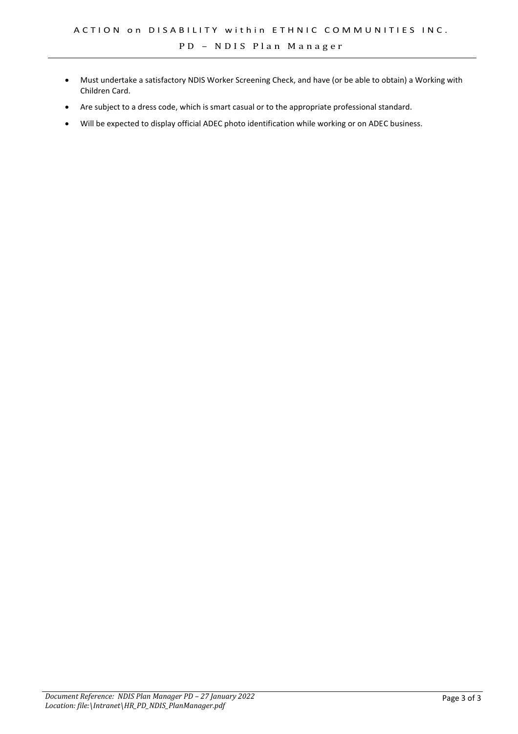- Must undertake a satisfactory NDIS Worker Screening Check, and have (or be able to obtain) a Working with Children Card.
- Are subject to a dress code, which is smart casual or to the appropriate professional standard.
- Will be expected to display official ADEC photo identification while working or on ADEC business.